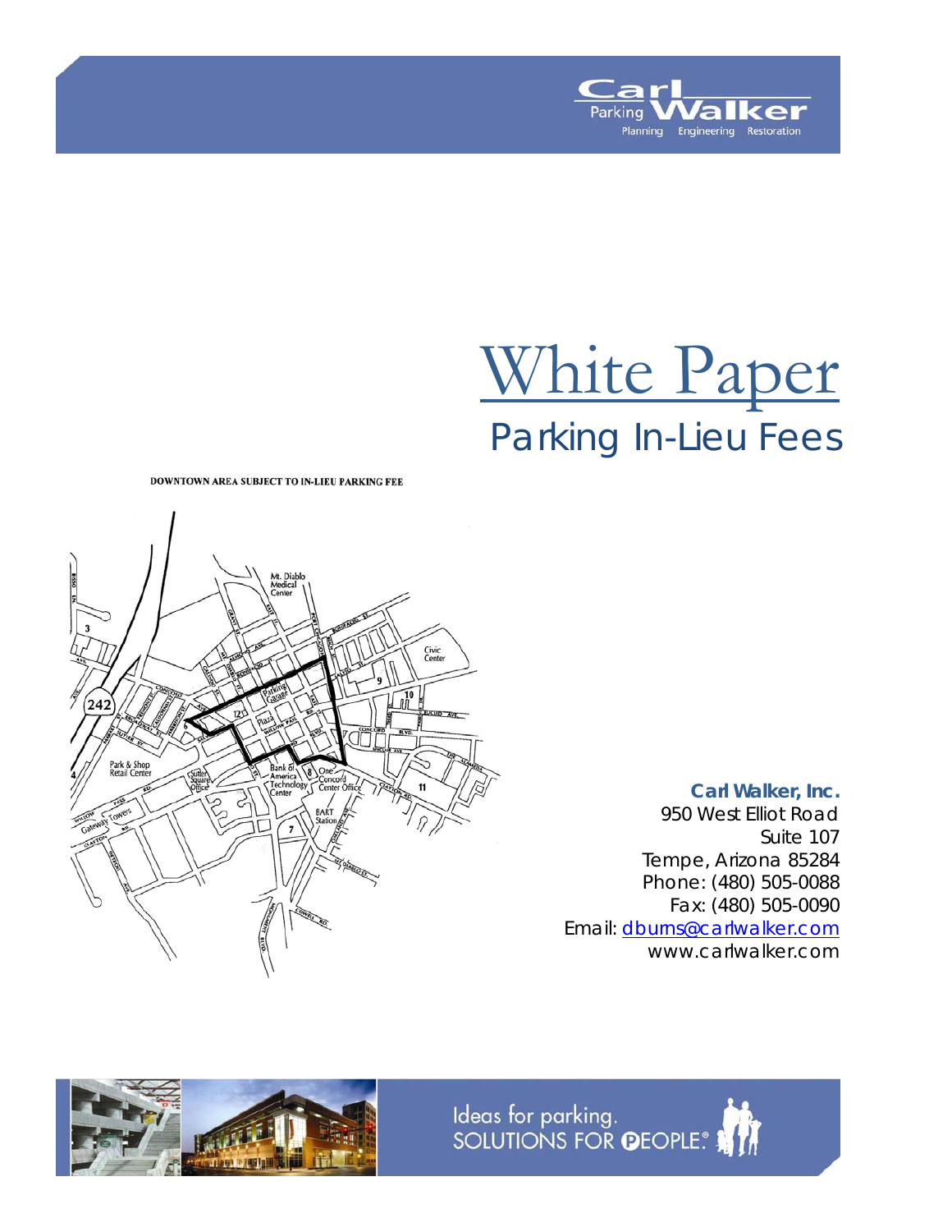Carl Walker
Parking Planning Engineering Restoration

# White Paper

## Parking In-Lieu Fees

DOWNTOWN AREA SUBJECT TO IN-LIEU PARKING FEE

**Carl Walker, Inc.**
950 West Elliot Road
Suite 107
Tempe, Arizona 85284
Phone: (480) 505-0088
Fax: (480) 505-0090
Email: dburns@carlwalker.com
www.carlwalker.com

Ideas for parking.
SOLUTIONS FOR PEOPLE.®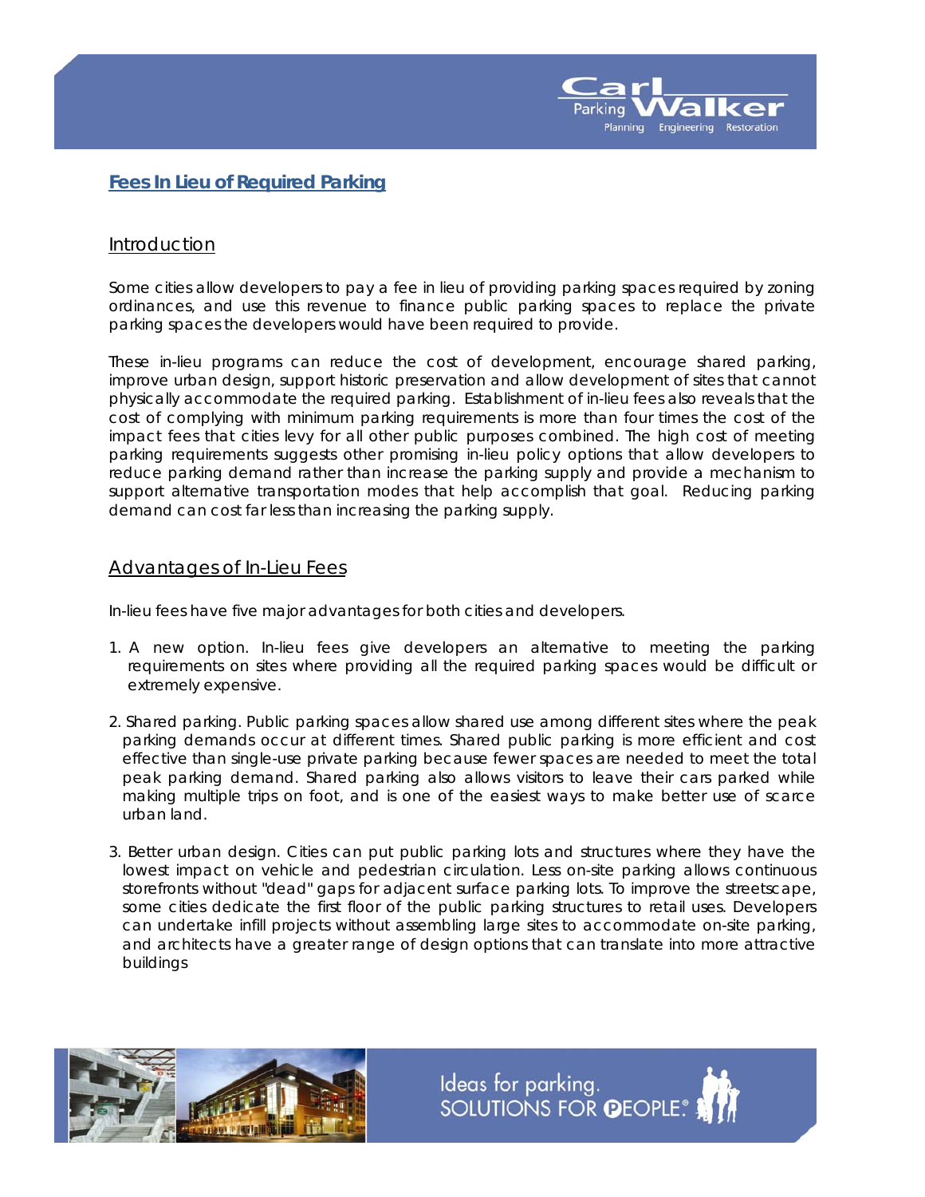## Fees In Lieu of Required Parking

### Introduction

Some cities allow developers to pay a fee in lieu of providing parking spaces required by zoning ordinances, and use this revenue to finance public parking spaces to replace the private parking spaces the developers would have been required to provide.

These in-lieu programs can reduce the cost of development, encourage shared parking, improve urban design, support historic preservation and allow development of sites that cannot physically accommodate the required parking. Establishment of in-lieu fees also reveals that the cost of complying with minimum parking requirements is more than four times the cost of the impact fees that cities levy for all other public purposes combined. The high cost of meeting parking requirements suggests other promising in-lieu policy options that allow developers to reduce parking demand rather than increase the parking supply and provide a mechanism to support alternative transportation modes that help accomplish that goal. Reducing parking demand can cost far less than increasing the parking supply.

### Advantages of In-Lieu Fees

In-lieu fees have five major advantages for both cities and developers.

1. A new option. In-lieu fees give developers an alternative to meeting the parking requirements on sites where providing all the required parking spaces would be difficult or extremely expensive.

2. Shared parking. Public parking spaces allow shared use among different sites where the peak parking demands occur at different times. Shared public parking is more efficient and cost effective than single-use private parking because fewer spaces are needed to meet the total peak parking demand. Shared parking also allows visitors to leave their cars parked while making multiple trips on foot, and is one of the easiest ways to make better use of scarce urban land.

3. Better urban design. Cities can put public parking lots and structures where they have the lowest impact on vehicle and pedestrian circulation. Less on-site parking allows continuous storefronts without "dead" gaps for adjacent surface parking lots. To improve the streetscape, some cities dedicate the first floor of the public parking structures to retail uses. Developers can undertake infill projects without assembling large sites to accommodate on-site parking, and architects have a greater range of design options that can translate into more attractive buildings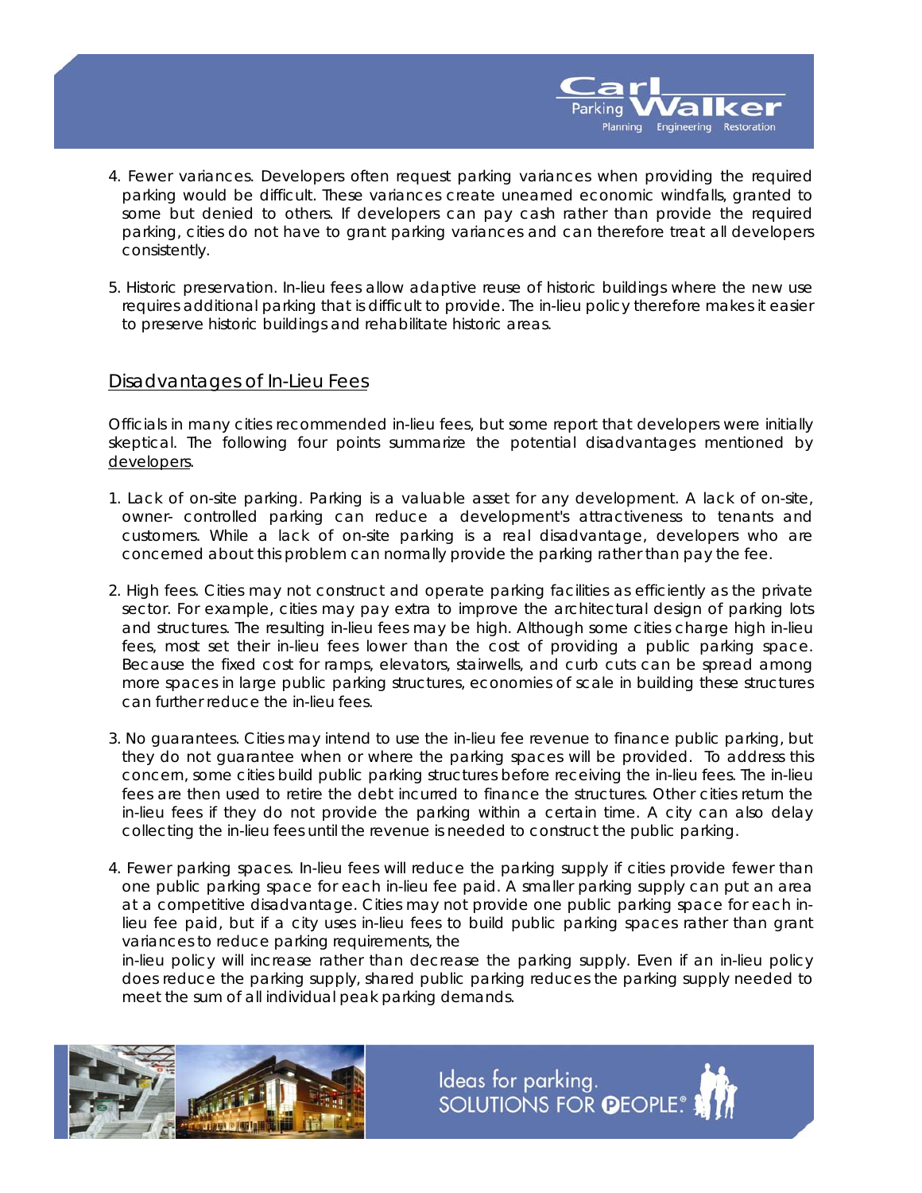4. Fewer variances. Developers often request parking variances when providing the required parking would be difficult. These variances create unearned economic windfalls, granted to some but denied to others. If developers can pay cash rather than provide the required parking, cities do not have to grant parking variances and can therefore treat all developers consistently.

5. Historic preservation. In-lieu fees allow adaptive reuse of historic buildings where the new use requires additional parking that is difficult to provide. The in-lieu policy therefore makes it easier to preserve historic buildings and rehabilitate historic areas.

## Disadvantages of In-Lieu Fees

Officials in many cities recommended in-lieu fees, but some report that developers were initially skeptical. The following four points summarize the potential disadvantages mentioned by developers.

1. Lack of on-site parking. Parking is a valuable asset for any development. A lack of on-site, owner- controlled parking can reduce a development's attractiveness to tenants and customers. While a lack of on-site parking is a real disadvantage, developers who are concerned about this problem can normally provide the parking rather than pay the fee.

2. High fees. Cities may not construct and operate parking facilities as efficiently as the private sector. For example, cities may pay extra to improve the architectural design of parking lots and structures. The resulting in-lieu fees may be high. Although some cities charge high in-lieu fees, most set their in-lieu fees lower than the cost of providing a public parking space. Because the fixed cost for ramps, elevators, stairwells, and curb cuts can be spread among more spaces in large public parking structures, economies of scale in building these structures can further reduce the in-lieu fees.

3. No guarantees. Cities may intend to use the in-lieu fee revenue to finance public parking, but they do not guarantee when or where the parking spaces will be provided. To address this concern, some cities build public parking structures before receiving the in-lieu fees. The in-lieu fees are then used to retire the debt incurred to finance the structures. Other cities return the in-lieu fees if they do not provide the parking within a certain time. A city can also delay collecting the in-lieu fees until the revenue is needed to construct the public parking.

4. Fewer parking spaces. In-lieu fees will reduce the parking supply if cities provide fewer than one public parking space for each in-lieu fee paid. A smaller parking supply can put an area at a competitive disadvantage. Cities may not provide one public parking space for each in-lieu fee paid, but if a city uses in-lieu fees to build public parking spaces rather than grant variances to reduce parking requirements, the in-lieu policy will increase rather than decrease the parking supply. Even if an in-lieu policy does reduce the parking supply, shared public parking reduces the parking supply needed to meet the sum of all individual peak parking demands.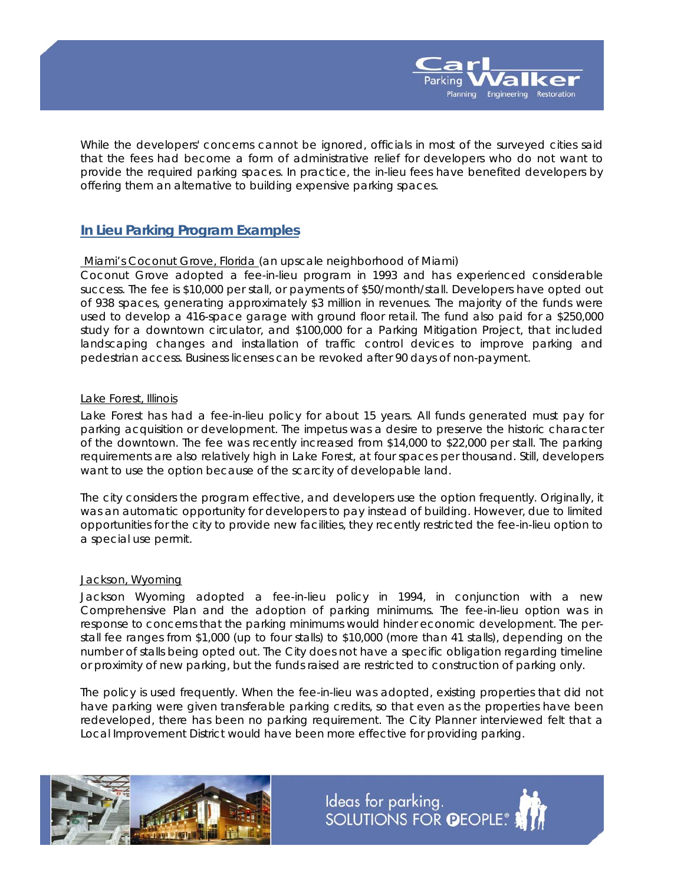While the developers' concerns cannot be ignored, officials in most of the surveyed cities said that the fees had become a form of administrative relief for developers who do not want to provide the required parking spaces. In practice, the in-lieu fees have benefited developers by offering them an alternative to building expensive parking spaces.

## In Lieu Parking Program Examples

Miami's Coconut Grove, Florida (an upscale neighborhood of Miami)

Coconut Grove adopted a fee-in-lieu program in 1993 and has experienced considerable success. The fee is $10,000 per stall, or payments of $50/month/stall. Developers have opted out of 938 spaces, generating approximately $3 million in revenues. The majority of the funds were used to develop a 416-space garage with ground floor retail. The fund also paid for a $250,000 study for a downtown circulator, and $100,000 for a Parking Mitigation Project, that included landscaping changes and installation of traffic control devices to improve parking and pedestrian access. Business licenses can be revoked after 90 days of non-payment.

Lake Forest, Illinois

Lake Forest has had a fee-in-lieu policy for about 15 years. All funds generated must pay for parking acquisition or development. The impetus was a desire to preserve the historic character of the downtown. The fee was recently increased from $14,000 to $22,000 per stall. The parking requirements are also relatively high in Lake Forest, at four spaces per thousand. Still, developers want to use the option because of the scarcity of developable land.

The city considers the program effective, and developers use the option frequently. Originally, it was an automatic opportunity for developers to pay instead of building. However, due to limited opportunities for the city to provide new facilities, they recently restricted the fee-in-lieu option to a special use permit.

Jackson, Wyoming

Jackson Wyoming adopted a fee-in-lieu policy in 1994, in conjunction with a new Comprehensive Plan and the adoption of parking minimums. The fee-in-lieu option was in response to concerns that the parking minimums would hinder economic development. The per-stall fee ranges from $1,000 (up to four stalls) to $10,000 (more than 41 stalls), depending on the number of stalls being opted out. The City does not have a specific obligation regarding timeline or proximity of new parking, but the funds raised are restricted to construction of parking only.

The policy is used frequently. When the fee-in-lieu was adopted, existing properties that did not have parking were given transferable parking credits, so that even as the properties have been redeveloped, there has been no parking requirement. The City Planner interviewed felt that a Local Improvement District would have been more effective for providing parking.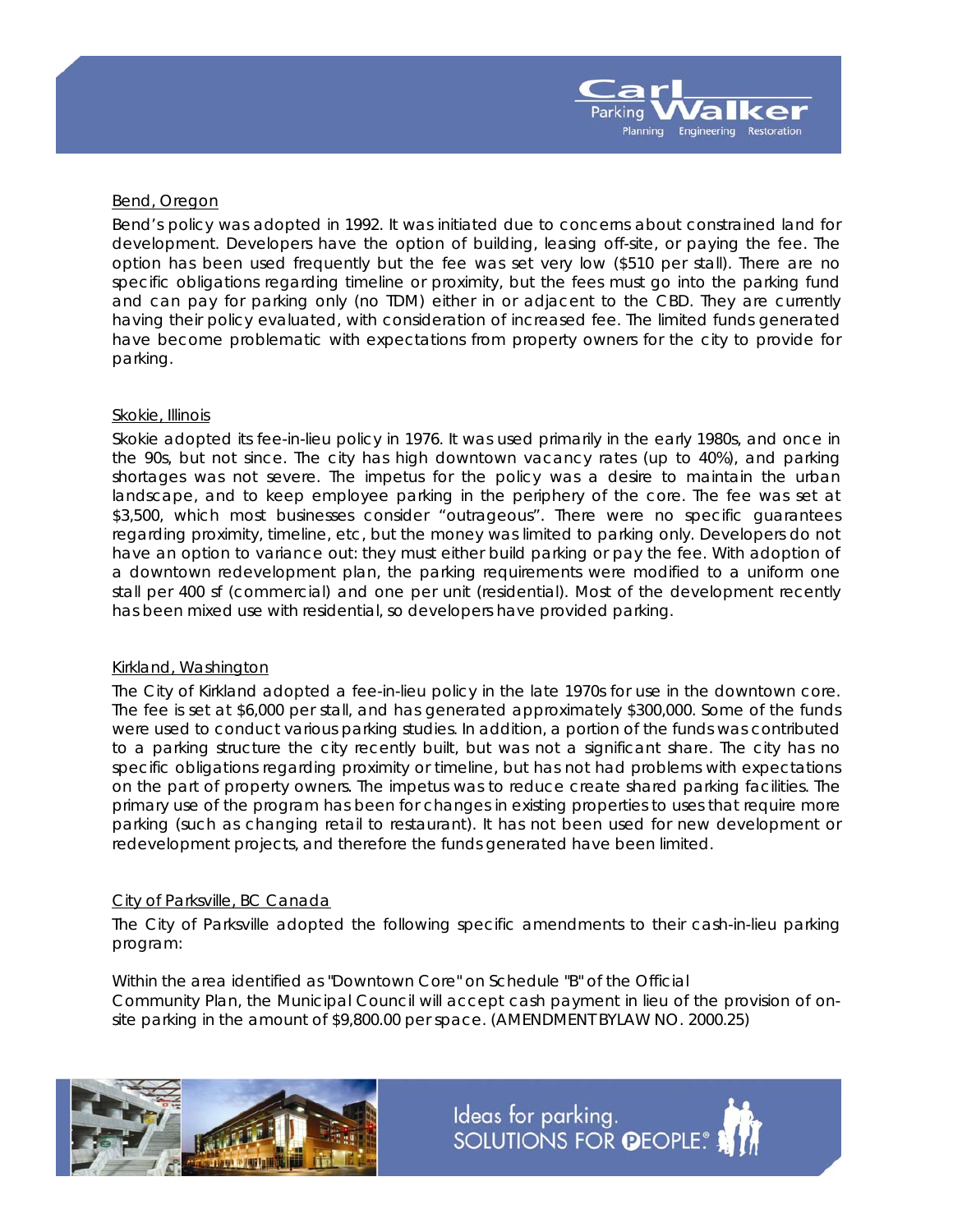<u>Bend, Oregon</u>

Bend's policy was adopted in 1992. It was initiated due to concerns about constrained land for development. Developers have the option of building, leasing off-site, or paying the fee. The option has been used frequently but the fee was set very low ($510 per stall). There are no specific obligations regarding timeline or proximity, but the fees must go into the parking fund and can pay for parking only (no TDM) either in or adjacent to the CBD. They are currently having their policy evaluated, with consideration of increased fee. The limited funds generated have become problematic with expectations from property owners for the city to provide for parking.

<u>Skokie, Illinois</u>

Skokie adopted its fee-in-lieu policy in 1976. It was used primarily in the early 1980s, and once in the 90s, but not since. The city has high downtown vacancy rates (up to 40%), and parking shortages was not severe. The impetus for the policy was a desire to maintain the urban landscape, and to keep employee parking in the periphery of the core. The fee was set at $3,500, which most businesses consider "outrageous". There were no specific guarantees regarding proximity, timeline, etc, but the money was limited to parking only. Developers do not have an option to variance out: they must either build parking or pay the fee. With adoption of a downtown redevelopment plan, the parking requirements were modified to a uniform one stall per 400 sf (commercial) and one per unit (residential). Most of the development recently has been mixed use with residential, so developers have provided parking.

<u>Kirkland, Washington</u>

The City of Kirkland adopted a fee-in-lieu policy in the late 1970s for use in the downtown core. The fee is set at $6,000 per stall, and has generated approximately $300,000. Some of the funds were used to conduct various parking studies. In addition, a portion of the funds was contributed to a parking structure the city recently built, but was not a significant share. The city has no specific obligations regarding proximity or timeline, but has not had problems with expectations on the part of property owners. The impetus was to reduce create shared parking facilities. The primary use of the program has been for changes in existing properties to uses that require more parking (such as changing retail to restaurant). It has not been used for new development or redevelopment projects, and therefore the funds generated have been limited.

<u>City of Parksville, BC Canada</u>

The City of Parksville adopted the following specific amendments to their cash-in-lieu parking program:

Within the area identified as "Downtown Core" on Schedule "B" of the Official Community Plan, the Municipal Council will accept cash payment in lieu of the provision of on-site parking in the amount of $9,800.00 per space. (AMENDMENT BYLAW NO. 2000.25)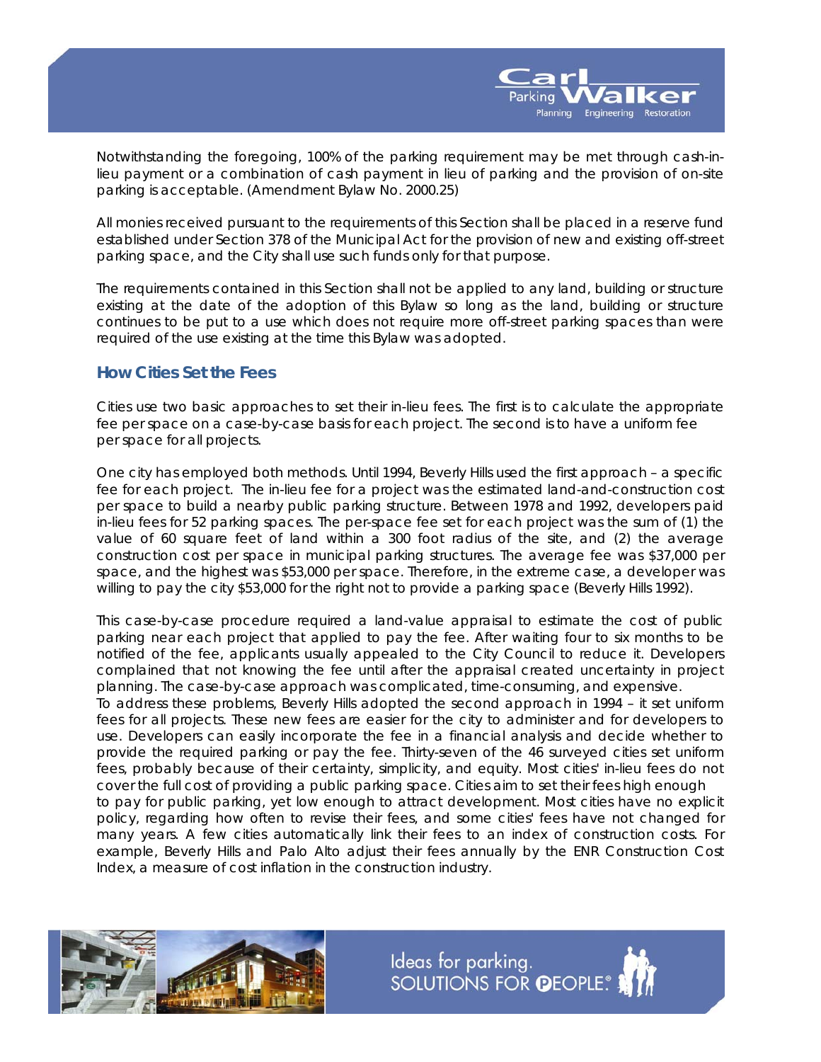Notwithstanding the foregoing, 100% of the parking requirement may be met through cash-in-lieu payment or a combination of cash payment in lieu of parking and the provision of on-site parking is acceptable. (Amendment Bylaw No. 2000.25)

All monies received pursuant to the requirements of this Section shall be placed in a reserve fund established under Section 378 of the Municipal Act for the provision of new and existing off-street parking space, and the City shall use such funds only for that purpose.

The requirements contained in this Section shall not be applied to any land, building or structure existing at the date of the adoption of this Bylaw so long as the land, building or structure continues to be put to a use which does not require more off-street parking spaces than were required of the use existing at the time this Bylaw was adopted.

## How Cities Set the Fees

Cities use two basic approaches to set their in-lieu fees. The first is to calculate the appropriate fee per space on a case-by-case basis for each project. The second is to have a uniform fee per space for all projects.

One city has employed both methods. Until 1994, Beverly Hills used the first approach – a specific fee for each project. The in-lieu fee for a project was the estimated land-and-construction cost per space to build a nearby public parking structure. Between 1978 and 1992, developers paid in-lieu fees for 52 parking spaces. The per-space fee set for each project was the sum of (1) the value of 60 square feet of land within a 300 foot radius of the site, and (2) the average construction cost per space in municipal parking structures. The average fee was $37,000 per space, and the highest was $53,000 per space. Therefore, in the extreme case, a developer was willing to pay the city $53,000 for the right not to provide a parking space (Beverly Hills 1992).

This case-by-case procedure required a land-value appraisal to estimate the cost of public parking near each project that applied to pay the fee. After waiting four to six months to be notified of the fee, applicants usually appealed to the City Council to reduce it. Developers complained that not knowing the fee until after the appraisal created uncertainty in project planning. The case-by-case approach was complicated, time-consuming, and expensive.
To address these problems, Beverly Hills adopted the second approach in 1994 – it set uniform fees for all projects. These new fees are easier for the city to administer and for developers to use. Developers can easily incorporate the fee in a financial analysis and decide whether to provide the required parking or pay the fee. Thirty-seven of the 46 surveyed cities set uniform fees, probably because of their certainty, simplicity, and equity. Most cities' in-lieu fees do not cover the full cost of providing a public parking space. Cities aim to set their fees high enough to pay for public parking, yet low enough to attract development. Most cities have no explicit policy, regarding how often to revise their fees, and some cities' fees have not changed for many years. A few cities automatically link their fees to an index of construction costs. For example, Beverly Hills and Palo Alto adjust their fees annually by the ENR Construction Cost Index, a measure of cost inflation in the construction industry.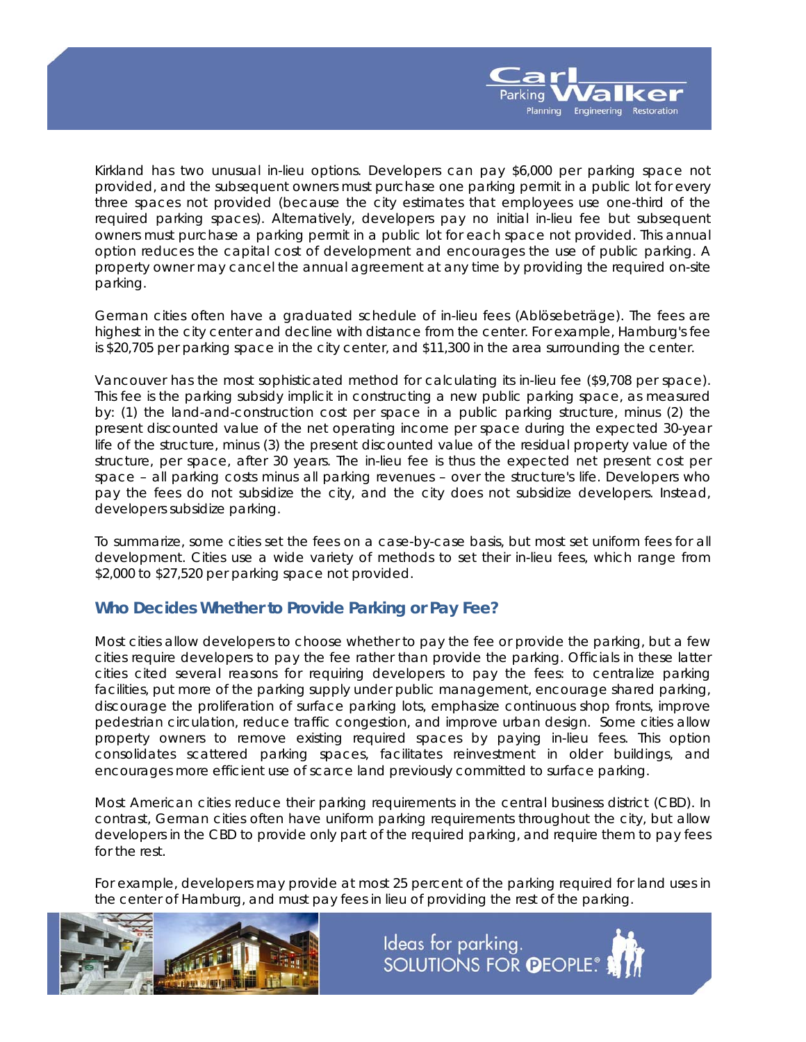Kirkland has two unusual in-lieu options. Developers can pay $6,000 per parking space not provided, and the subsequent owners must purchase one parking permit in a public lot for every three spaces not provided (because the city estimates that employees use one-third of the required parking spaces). Alternatively, developers pay no initial in-lieu fee but subsequent owners must purchase a parking permit in a public lot for each space not provided. This annual option reduces the capital cost of development and encourages the use of public parking. A property owner may cancel the annual agreement at any time by providing the required on-site parking.

German cities often have a graduated schedule of in-lieu fees (Ablösebeträge). The fees are highest in the city center and decline with distance from the center. For example, Hamburg's fee is $20,705 per parking space in the city center, and $11,300 in the area surrounding the center.

Vancouver has the most sophisticated method for calculating its in-lieu fee ($9,708 per space). This fee is the parking subsidy implicit in constructing a new public parking space, as measured by: (1) the land-and-construction cost per space in a public parking structure, minus (2) the present discounted value of the net operating income per space during the expected 30-year life of the structure, minus (3) the present discounted value of the residual property value of the structure, per space, after 30 years. The in-lieu fee is thus the expected net present cost per space – all parking costs minus all parking revenues – over the structure's life. Developers who pay the fees do not subsidize the city, and the city does not subsidize developers. Instead, developers subsidize parking.

To summarize, some cities set the fees on a case-by-case basis, but most set uniform fees for all development. Cities use a wide variety of methods to set their in-lieu fees, which range from $2,000 to $27,520 per parking space not provided.

## Who Decides Whether to Provide Parking or Pay Fee?

Most cities allow developers to choose whether to pay the fee or provide the parking, but a few cities require developers to pay the fee rather than provide the parking. Officials in these latter cities cited several reasons for requiring developers to pay the fees: to centralize parking facilities, put more of the parking supply under public management, encourage shared parking, discourage the proliferation of surface parking lots, emphasize continuous shop fronts, improve pedestrian circulation, reduce traffic congestion, and improve urban design. Some cities allow property owners to remove existing required spaces by paying in-lieu fees. This option consolidates scattered parking spaces, facilitates reinvestment in older buildings, and encourages more efficient use of scarce land previously committed to surface parking.

Most American cities reduce their parking requirements in the central business district (CBD). In contrast, German cities often have uniform parking requirements throughout the city, but allow developers in the CBD to provide only part of the required parking, and require them to pay fees for the rest.

For example, developers may provide at most 25 percent of the parking required for land uses in the center of Hamburg, and must pay fees in lieu of providing the rest of the parking.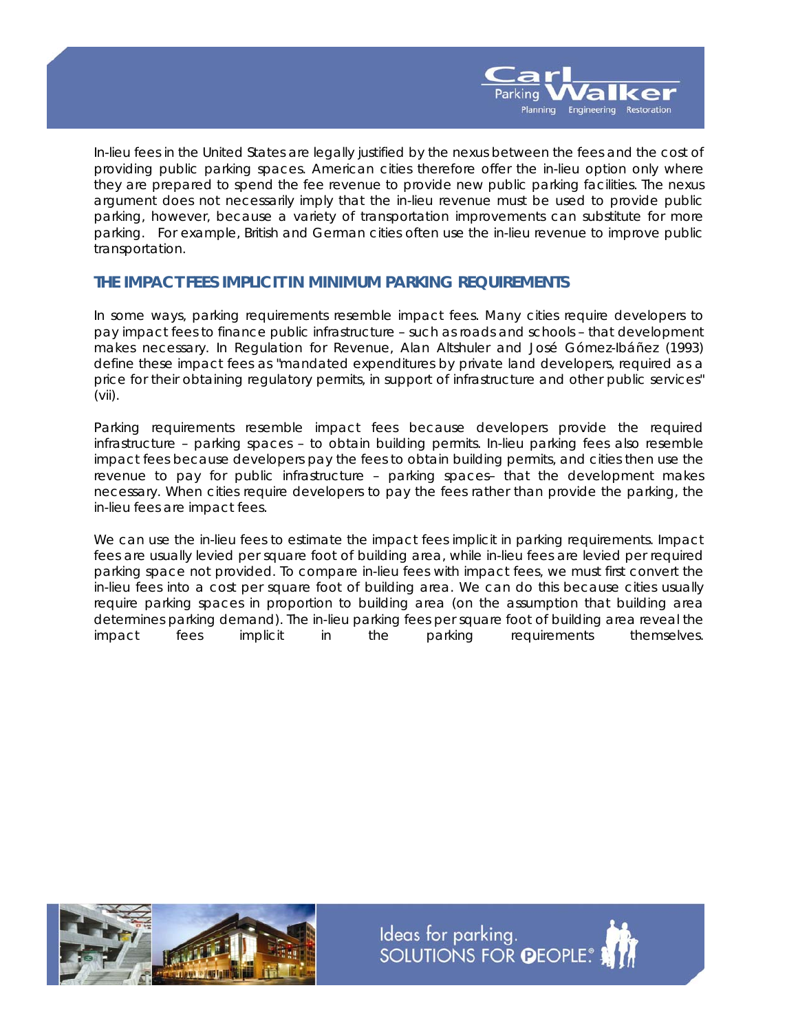In-lieu fees in the United States are legally justified by the nexus between the fees and the cost of providing public parking spaces. American cities therefore offer the in-lieu option only where they are prepared to spend the fee revenue to provide new public parking facilities. The nexus argument does not necessarily imply that the in-lieu revenue must be used to provide public parking, however, because a variety of transportation improvements can substitute for more parking. For example, British and German cities often use the in-lieu revenue to improve public transportation.

## THE IMPACT FEES IMPLICIT IN MINIMUM PARKING REQUIREMENTS

In some ways, parking requirements resemble impact fees. Many cities require developers to pay impact fees to finance public infrastructure – such as roads and schools – that development makes necessary. In Regulation for Revenue, Alan Altshuler and José Gómez-Ibáñez (1993) define these impact fees as "mandated expenditures by private land developers, required as a price for their obtaining regulatory permits, in support of infrastructure and other public services" (vii).

Parking requirements resemble impact fees because developers provide the required infrastructure – parking spaces – to obtain building permits. In-lieu parking fees also resemble impact fees because developers pay the fees to obtain building permits, and cities then use the revenue to pay for public infrastructure – parking spaces– that the development makes necessary. When cities require developers to pay the fees rather than provide the parking, the in-lieu fees are impact fees.

We can use the in-lieu fees to estimate the impact fees implicit in parking requirements. Impact fees are usually levied per square foot of building area, while in-lieu fees are levied per required parking space not provided. To compare in-lieu fees with impact fees, we must first convert the in-lieu fees into a cost per square foot of building area. We can do this because cities usually require parking spaces in proportion to building area (on the assumption that building area determines parking demand). The in-lieu parking fees per square foot of building area reveal the impact fees implicit in the parking requirements themselves.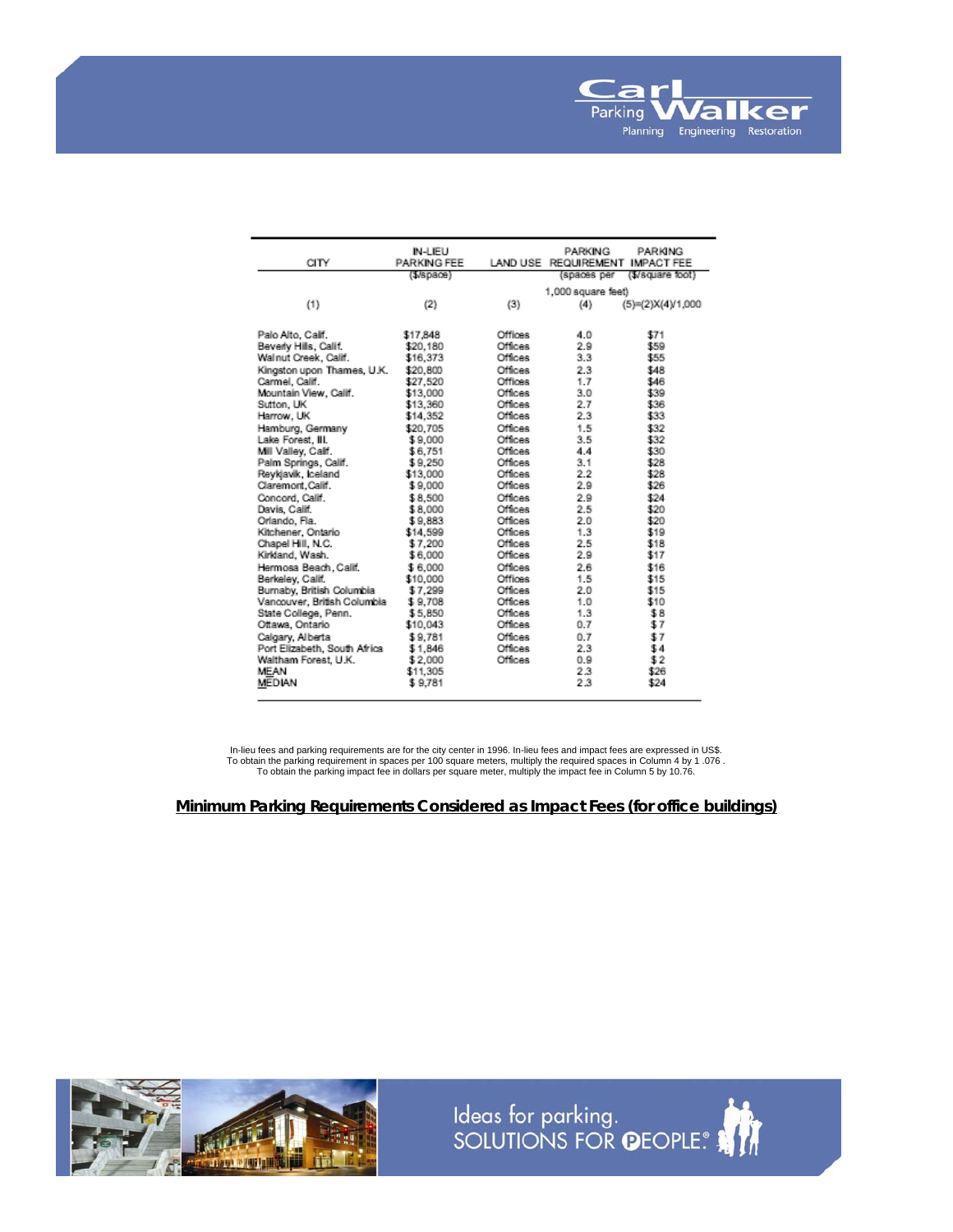| CITY | IN-LIEU PARKING FEE | LAND USE | PARKING REQUIREMENT | PARKING IMPACT FEE |
|---|---|---|---|---|
| | ($/space) | | (spaces per 1,000 square feet) | ($/square foot) |
| (1) | (2) | (3) | (4) | (5)=(2)X(4)/1,000 |
| Palo Alto, Calif. | $17,848 | Offices | 4.0 | $71 |
| Beverly Hills, Calif. | $20,180 | Offices | 2.9 | $59 |
| Walnut Creek, Calif. | $16,373 | Offices | 3.3 | $55 |
| Kingston upon Thames, U.K. | $20,800 | Offices | 2.3 | $48 |
| Carmel, Calif. | $27,520 | Offices | 1.7 | $46 |
| Mountain View, Calif. | $13,000 | Offices | 3.0 | $39 |
| Sutton, UK | $13,360 | Offices | 2.7 | $36 |
| Harrow, UK | $14,352 | Offices | 2.3 | $33 |
| Hamburg, Germany | $20,705 | Offices | 1.5 | $32 |
| Lake Forest, Ill. | $9,000 | Offices | 3.5 | $32 |
| Mill Valley, Calif. | $6,751 | Offices | 4.4 | $30 |
| Palm Springs, Calif. | $9,250 | Offices | 3.1 | $28 |
| Reykjavik, Iceland | $13,000 | Offices | 2.2 | $28 |
| Claremont, Calif. | $9,000 | Offices | 2.9 | $26 |
| Concord, Calif. | $8,500 | Offices | 2.9 | $24 |
| Davis, Calif. | $8,000 | Offices | 2.5 | $20 |
| Orlando, Fla. | $9,883 | Offices | 2.0 | $20 |
| Kitchener, Ontario | $14,599 | Offices | 1.3 | $19 |
| Chapel Hill, N.C. | $7,200 | Offices | 2.5 | $18 |
| Kirkland, Wash. | $6,000 | Offices | 2.9 | $17 |
| Hermosa Beach, Calif. | $6,000 | Offices | 2.6 | $16 |
| Berkeley, Calif. | $10,000 | Offices | 1.5 | $15 |
| Burnaby, British Columbia | $7,299 | Offices | 2.0 | $15 |
| Vancouver, British Columbia | $9,708 | Offices | 1.0 | $10 |
| State College, Penn. | $5,850 | Offices | 1.3 | $8 |
| Ottawa, Ontario | $10,043 | Offices | 0.7 | $7 |
| Calgary, Alberta | $9,781 | Offices | 0.7 | $7 |
| Port Elizabeth, South Africa | $1,846 | Offices | 2.3 | $4 |
| Waltham Forest, U.K. | $2,000 | Offices | 0.9 | $2 |
| MEAN | $11,305 | | 2.3 | $26 |
| MEDIAN | $9,781 | | 2.3 | $24 |

In-lieu fees and parking requirements are for the city center in 1996. In-lieu fees and impact fees are expressed in US$.
To obtain the parking requirement in spaces per 100 square meters, multiply the required spaces in Column 4 by 1.076.
To obtain the parking impact fee in dollars per square meter, multiply the impact fee in Column 5 by 10.76.

**Minimum Parking Requirements Considered as Impact Fees (for office buildings)**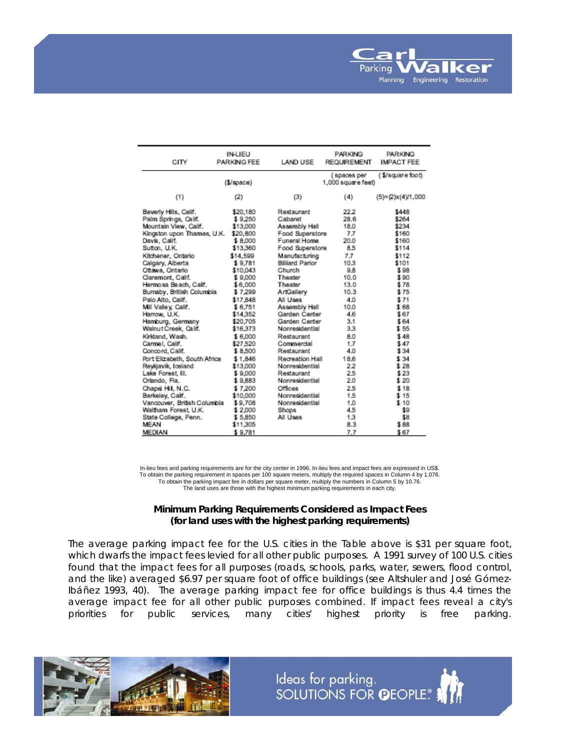| CITY | IN-LIEU PARKING FEE | LAND USE | PARKING REQUIREMENT | PARKING IMPACT FEE |
|---|---|---|---|---|
| | ($/space) | | (spaces per 1,000 square feet) | ($/square foot) |
| (1) | (2) | (3) | (4) | (5)=(2)x(4)/1,000 |
| Beverly Hills, Calif. | $20,180 | Restaurant | 22.2 | $448 |
| Palm Springs, Calif. | $ 9,250 | Cabaret | 28.6 | $264 |
| Mountain View, Calif. | $13,000 | Assembly Hall | 18.0 | $234 |
| Kingston upon Thames, U.K. | $20,800 | Food Superstore | 7.7 | $160 |
| Davis, Calif. | $ 8,000 | Funeral Home | 20.0 | $160 |
| Sutton, U.K. | $13,360 | Food Superstore | 8.5 | $114 |
| Kitchener, Ontario | $14,599 | Manufacturing | 7.7 | $112 |
| Calgary, Alberta | $ 9,781 | Billiard Parlor | 10.3 | $101 |
| Ottawa, Ontario | $10,043 | Church | 9.8 | $ 98 |
| Claremont, Calif. | $ 9,000 | Theater | 10.0 | $ 90 |
| Hermosa Beach, Calif. | $ 6,000 | Theater | 13.0 | $ 78 |
| Burnaby, British Columbia | $ 7,299 | ArtGallery | 10.3 | $ 75 |
| Palo Alto, Calif. | $17,848 | All Uses | 4.0 | $ 71 |
| Mill Valley, Calif. | $ 6,751 | Assembly Hall | 10.0 | $ 68 |
| Harrow, U.K. | $14,352 | Garden Center | 4.6 | $ 67 |
| Hamburg, Germany | $20,705 | Garden Center | 3.1 | $ 64 |
| Walnut Creek, Calif. | $16,373 | Nonresidential | 3.3 | $ 55 |
| Kirkland, Wash. | $ 6,000 | Restaurant | 8.0 | $ 48 |
| Carmel, Calif. | $27,520 | Commercial | 1.7 | $ 47 |
| Concord, Calif. | $ 8,500 | Restaurant | 4.0 | $ 34 |
| Port Elizabeth, South Africa | $ 1,846 | Recreation Hall | 18.6 | $ 34 |
| Reykjavik, Iceland | $13,000 | Nonresidential | 2.2 | $ 28 |
| Lake Forest, Ill. | $ 9,000 | Restaurant | 2.5 | $ 23 |
| Orlando, Fla. | $ 9,883 | Nonresidential | 2.0 | $ 20 |
| Chapel Hill, N.C. | $ 7,200 | Offices | 2.5 | $ 18 |
| Berkeley, Calif. | $10,000 | Nonresidential | 1.5 | $ 15 |
| Vancouver, British Columbia | $ 9,708 | Nonresidential | 1.0 | $ 10 |
| Waltham Forest, U.K. | $ 2,000 | Shops | 4.5 | $9 |
| State College, Penn. | $ 5,850 | All Uses | 1.3 | $8 |
| MEAN | $11,305 | | 8.3 | $ 88 |
| MEDIAN | $ 9,781 | | 7.7 | $ 67 |

In-lieu fees and parking requirements are for the city center in 1996. In-lieu fees and impact fees are expressed in US$.
To obtain the parking requirement in spaces per 100 square meters, multiply the required spaces in Column 4 by 1.076.
To obtain the parking impact fee in dollars per square meter, multiply the numbers in Column 5 by 10.76.
The land uses are those with the highest minimum parking requirements in each city.

**Minimum Parking Requirements Considered as Impact Fees (for land uses with the highest parking requirements)**

The average parking impact fee for the U.S. cities in the Table above is $31 per square foot, which dwarfs the impact fees levied for all other public purposes. A 1991 survey of 100 U.S. cities found that the impact fees for all purposes (roads, schools, parks, water, sewers, flood control, and the like) averaged $6.97 per square foot of office buildings (see Altshuler and José Gómez-Ibáñez 1993, 40). The average parking impact fee for office buildings is thus 4.4 times the average impact fee for all other public purposes combined. If impact fees reveal a city's priorities for public services, many cities' highest priority is free parking.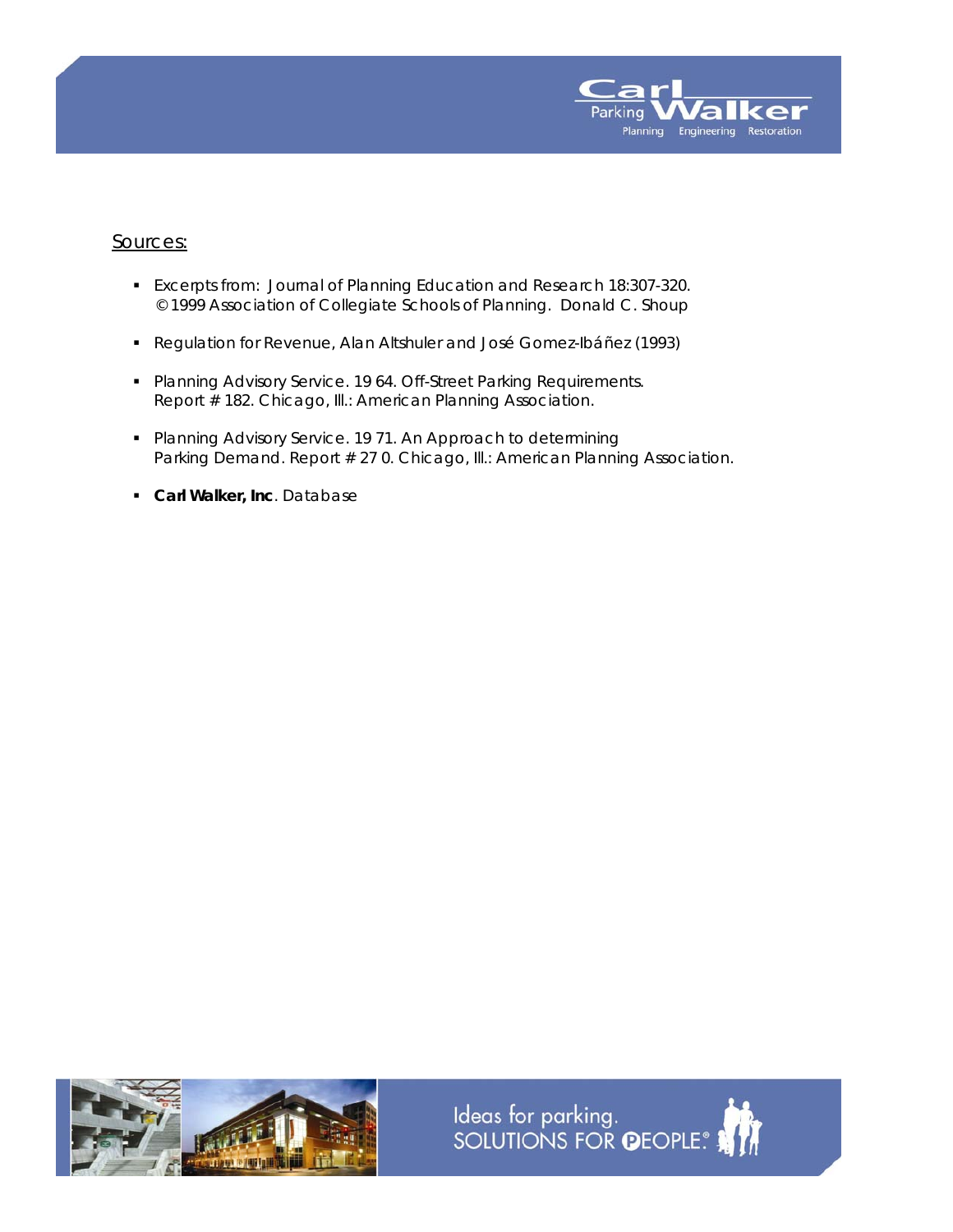## Sources:

- Excerpts from: Journal of Planning Education and Research 18:307-320. © 1999 Association of Collegiate Schools of Planning. Donald C. Shoup
- Regulation for Revenue, Alan Altshuler and José Gomez-Ibáñez (1993)
- Planning Advisory Service. 1964. Off-Street Parking Requirements. Report # 182. Chicago, Ill.: American Planning Association.
- Planning Advisory Service. 1971. An Approach to determining Parking Demand. Report # 270. Chicago, Ill.: American Planning Association.
- **Carl Walker, Inc**. Database